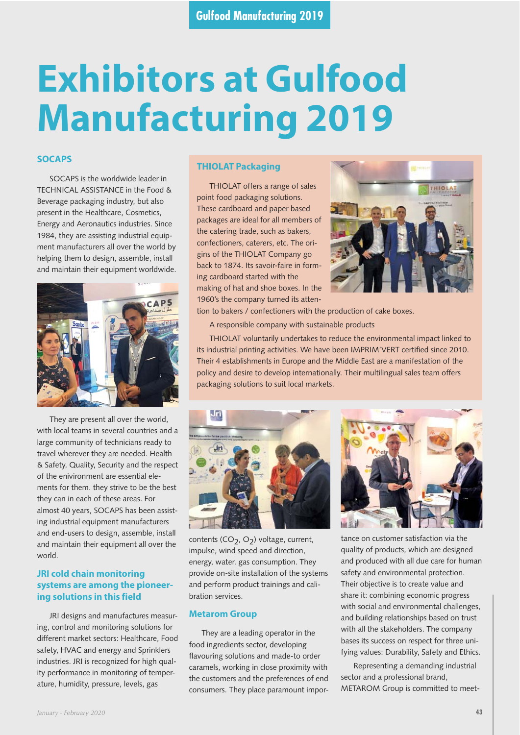# Exhibitors at Gulfood Manufacturing 2019

## SOCAPS

SOCAPS is the worldwide leader in TECHNICAL ASSISTANCE in the Food & Beverage packaging industry, but also present in the Healthcare, Cosmetics, Energy and Aeronautics industries. Since 1984, they are assisting industrial equipment manufacturers all over the world by helping them to design, assemble, install and maintain their equipment worldwide.

They are present all over the world, with local teams in several countries and a large community of technicians ready to travel wherever they are needed. Health & Safety, Quality, Security and the respect of the environment are essential elements for them. they strive to be the best they can in each of these areas. For almost 40 years, SOCAPS has been assisting industrial equipment manufacturers and end-users to design, assemble, install and maintain their equipment all over the world.

## THIOLAT Packaging

THIOLAT offers a range of sales point food packaging solutions. These cardboard and paper based packages are ideal for all members of the catering trade, such as bakers, confectioners, caterers, etc. The origins of the THIOLAT Company go back to 1874. Its savoir-faire in forming cardboard started with the making of hat and shoe boxes. In the 1960's the company turned its attention to bakers / confectioners with the production of cake boxes.

A responsible company with sustainable products

THIOLAT voluntarily undertakes to reduce the environmental impact linked to its industrial printing activities. We have been IMPRIM'VERT certified since 2010. Their 4 establishments in Europe and the Middle East are a manifestation of the policy and desire to develop internationally. Their multilingual sales team offers packaging solutions to suit local markets.

## JRI cold chain monitoring systems are among the pioneering solutions in this field

JRI designs and manufactures measuring, control and monitoring solutions for different market sectors: Healthcare, Food safety, HVAC and energy and Sprinklers industries. JRI is recognized for high quality performance in monitoring of temperature, humidity, pressure, levels, gas contents ($CO_2$, $O_2$) voltage, current, impulse, wind speed and direction, energy, water, gas consumption. They provide on-site installation of the systems and perform product trainings and calibration services.

## Metarom Group

They are a leading operator in the food ingredients sector, developing flavouring solutions and made-to order caramels, working in close proximity with the customers and the preferences of end consumers. They place paramount importance on customer satisfaction via the quality of products, which are designed and produced with all due care for human safety and environmental protection. Their objective is to create value and share it: combining economic progress with social and environmental challenges, and building relationships based on trust with all the stakeholders. The company bases its success on respect for three unifying values: Durability, Safety and Ethics.

Representing a demanding industrial sector and a professional brand, METAROM Group is committed to meet-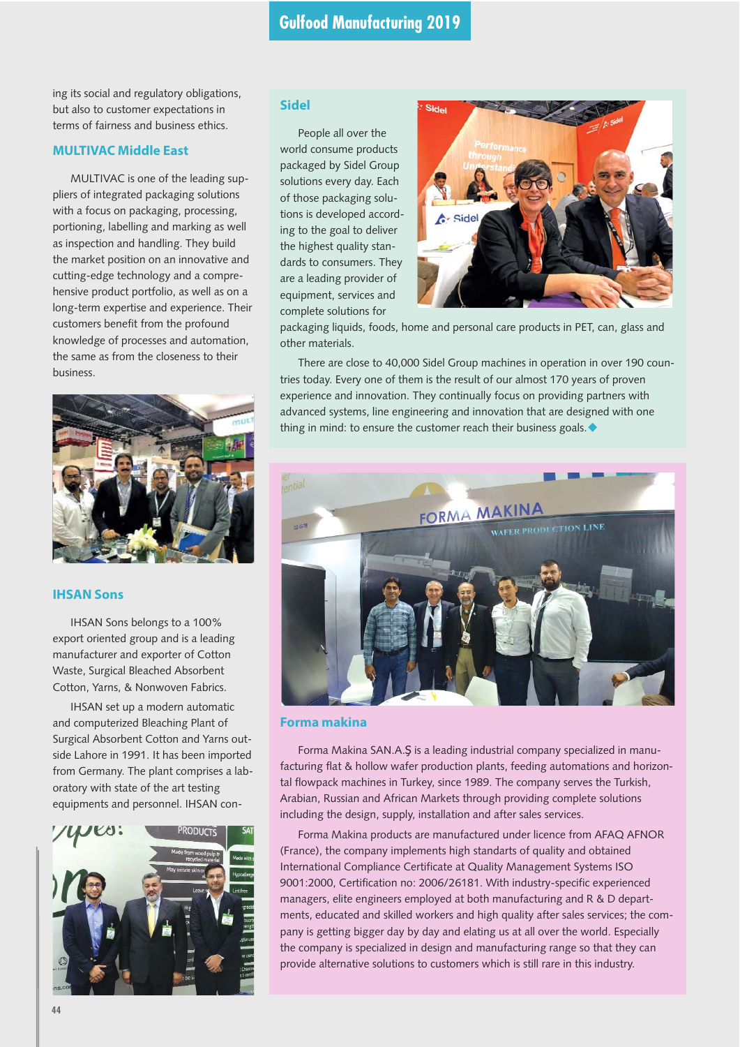ing its social and regulatory obligations, but also to customer expectations in terms of fairness and business ethics.

## MULTIVAC Middle East

MULTIVAC is one of the leading suppliers of integrated packaging solutions with a focus on packaging, processing, portioning, labelling and marking as well as inspection and handling. They build the market position on an innovative and cutting-edge technology and a comprehensive product portfolio, as well as on a long-term expertise and experience. Their customers benefit from the profound knowledge of processes and automation, the same as from the closeness to their business.

## IHSAN Sons

IHSAN Sons belongs to a 100% export oriented group and is a leading manufacturer and exporter of Cotton Waste, Surgical Bleached Absorbent Cotton, Yarns, & Nonwoven Fabrics.

IHSAN set up a modern automatic and computerized Bleaching Plant of Surgical Absorbent Cotton and Yarns outside Lahore in 1991. It has been imported from Germany. The plant comprises a laboratory with state of the art testing equipments and personnel. IHSAN con-

## Sidel

People all over the world consume products packaged by Sidel Group solutions every day. Each of those packaging solutions is developed according to the goal to deliver the highest quality standards to consumers. They are a leading provider of equipment, services and complete solutions for packaging liquids, foods, home and personal care products in PET, can, glass and other materials.

There are close to 40,000 Sidel Group machines in operation in over 190 countries today. Every one of them is the result of our almost 170 years of proven experience and innovation. They continually focus on providing partners with advanced systems, line engineering and innovation that are designed with one thing in mind: to ensure the customer reach their business goals.◆

## Forma makina

Forma Makina SAN.A.Ş is a leading industrial company specialized in manufacturing flat & hollow wafer production plants, feeding automations and horizontal flowpack machines in Turkey, since 1989. The company serves the Turkish, Arabian, Russian and African Markets through providing complete solutions including the design, supply, installation and after sales services.

Forma Makina products are manufactured under licence from AFAQ AFNOR (France), the company implements high standards of quality and obtained International Compliance Certificate at Quality Management Systems ISO 9001:2000, Certification no: 2006/26181. With industry-specific experienced managers, elite engineers employed at both manufacturing and R & D departments, educated and skilled workers and high quality after sales services; the company is getting bigger day by day and elating us at all over the world. Especially the company is specialized in design and manufacturing range so that they can provide alternative solutions to customers which is still rare in this industry.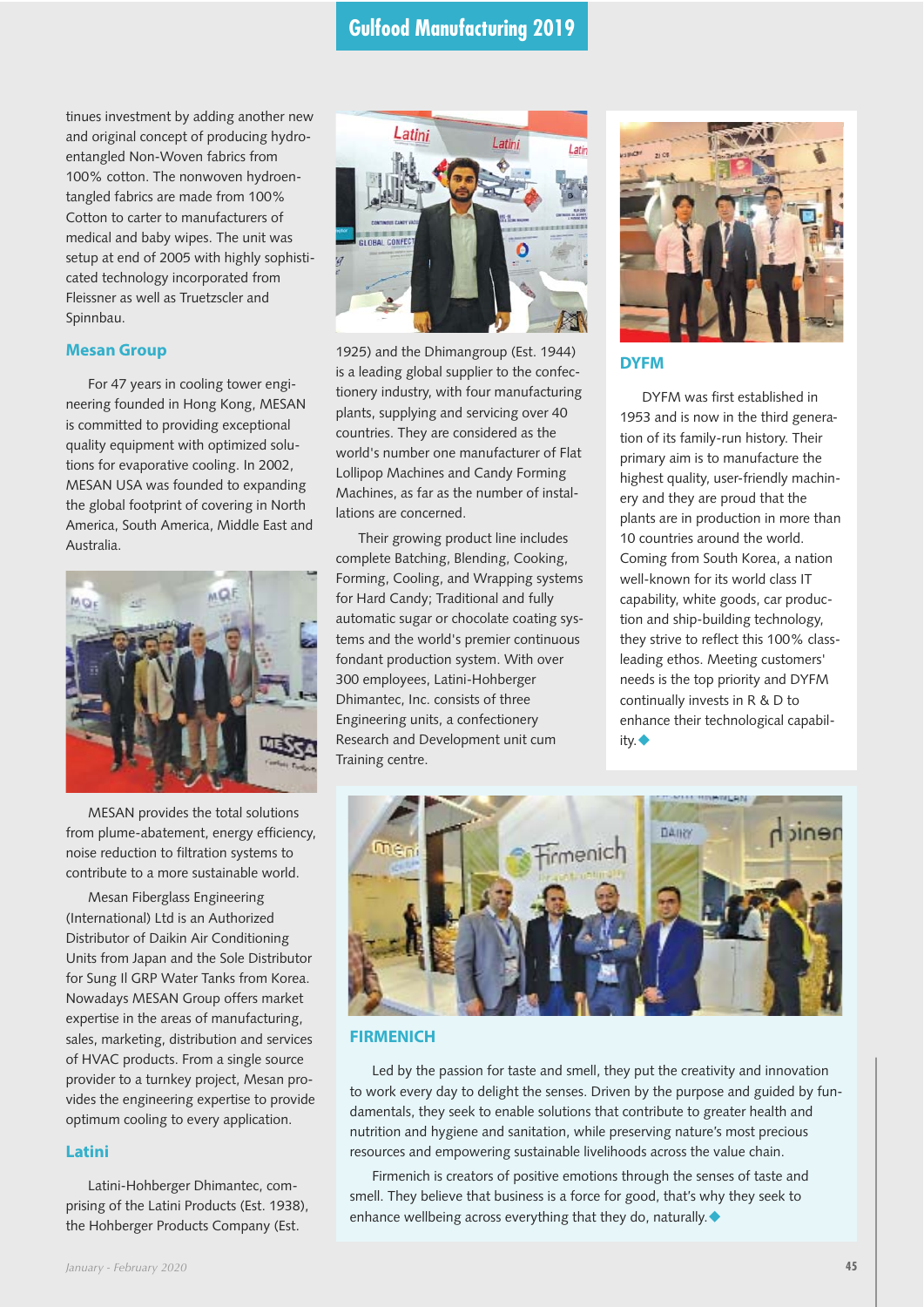tinues investment by adding another new and original concept of producing hydro-entangled Non-Woven fabrics from 100% cotton. The nonwoven hydroen-tangled fabrics are made from 100% Cotton to carter to manufacturers of medical and baby wipes. The unit was setup at end of 2005 with highly sophisticated technology incorporated from Fleissner as well as Truetzscler and Spinnbau.

## Mesan Group

For 47 years in cooling tower engineering founded in Hong Kong, MESAN is committed to providing exceptional quality equipment with optimized solutions for evaporative cooling. In 2002, MESAN USA was founded to expanding the global footprint of covering in North America, South America, Middle East and Australia.

MESAN provides the total solutions from plume-abatement, energy efficiency, noise reduction to filtration systems to contribute to a more sustainable world.

Mesan Fiberglass Engineering (International) Ltd is an Authorized Distributor of Daikin Air Conditioning Units from Japan and the Sole Distributor for Sung Il GRP Water Tanks from Korea. Nowadays MESAN Group offers market expertise in the areas of manufacturing, sales, marketing, distribution and services of HVAC products. From a single source provider to a turnkey project, Mesan provides the engineering expertise to provide optimum cooling to every application.

## Latini

Latini-Hohberger Dhimantec, comprising of the Latini Products (Est. 1938), the Hohberger Products Company (Est. 1925) and the Dhimangroup (Est. 1944) is a leading global supplier to the confectionery industry, with four manufacturing plants, supplying and servicing over 40 countries. They are considered as the world's number one manufacturer of Flat Lollipop Machines and Candy Forming Machines, as far as the number of installations are concerned.

Their growing product line includes complete Batching, Blending, Cooking, Forming, Cooling, and Wrapping systems for Hard Candy; Traditional and fully automatic sugar or chocolate coating systems and the world's premier continuous fondant production system. With over 300 employees, Latini-Hohberger Dhimantec, Inc. consists of three Engineering units, a confectionery Research and Development unit cum Training centre.

## DYFM

DYFM was first established in 1953 and is now in the third generation of its family-run history. Their primary aim is to manufacture the highest quality, user-friendly machinery and they are proud that the plants are in production in more than 10 countries around the world. Coming from South Korea, a nation well-known for its world class IT capability, white goods, car production and ship-building technology, they strive to reflect this 100% class-leading ethos. Meeting customers' needs is the top priority and DYFM continually invests in R & D to enhance their technological capability.◆

## FIRMENICH

Led by the passion for taste and smell, they put the creativity and innovation to work every day to delight the senses. Driven by the purpose and guided by fundamentals, they seek to enable solutions that contribute to greater health and nutrition and hygiene and sanitation, while preserving nature's most precious resources and empowering sustainable livelihoods across the value chain.

Firmenich is creators of positive emotions through the senses of taste and smell. They believe that business is a force for good, that's why they seek to enhance wellbeing across everything that they do, naturally.◆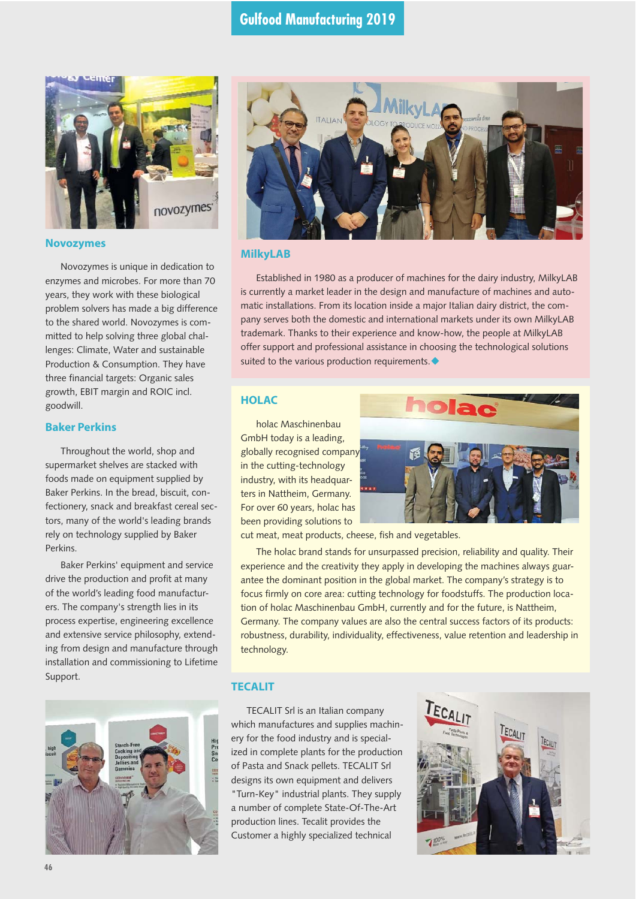## Novozymes

Novozymes is unique in dedication to enzymes and microbes. For more than 70 years, they work with these biological problem solvers has made a big difference to the shared world. Novozymes is committed to help solving three global challenges: Climate, Water and sustainable Production & Consumption. They have three financial targets: Organic sales growth, EBIT margin and ROIC incl. goodwill.

## Baker Perkins

Throughout the world, shop and supermarket shelves are stacked with foods made on equipment supplied by Baker Perkins. In the bread, biscuit, confectionery, snack and breakfast cereal sectors, many of the world's leading brands rely on technology supplied by Baker Perkins.

Baker Perkins' equipment and service drive the production and profit at many of the world's leading food manufacturers. The company's strength lies in its process expertise, engineering excellence and extensive service philosophy, extending from design and manufacture through installation and commissioning to Lifetime Support.

## MilkyLAB

Established in 1980 as a producer of machines for the dairy industry, MilkyLAB is currently a market leader in the design and manufacture of machines and automatic installations. From its location inside a major Italian dairy district, the company serves both the domestic and international markets under its own MilkyLAB trademark. Thanks to their experience and know-how, the people at MilkyLAB offer support and professional assistance in choosing the technological solutions suited to the various production requirements.◆

## HOLAC

holac Maschinenbau GmbH today is a leading, globally recognised company in the cutting-technology industry, with its headquarters in Nattheim, Germany. For over 60 years, holac has been providing solutions to cut meat, meat products, cheese, fish and vegetables.

The holac brand stands for unsurpassed precision, reliability and quality. Their experience and the creativity they apply in developing the machines always guarantee the dominant position in the global market. The company's strategy is to focus firmly on core area: cutting technology for foodstuffs. The production location of holac Maschinenbau GmbH, currently and for the future, is Nattheim, Germany. The company values are also the central success factors of its products: robustness, durability, individuality, effectiveness, value retention and leadership in technology.

## TECALIT

TECALIT Srl is an Italian company which manufactures and supplies machinery for the food industry and is specialized in complete plants for the production of Pasta and Snack pellets. TECALIT Srl designs its own equipment and delivers "Turn-Key" industrial plants. They supply a number of complete State-Of-The-Art production lines. Tecalit provides the Customer a highly specialized technical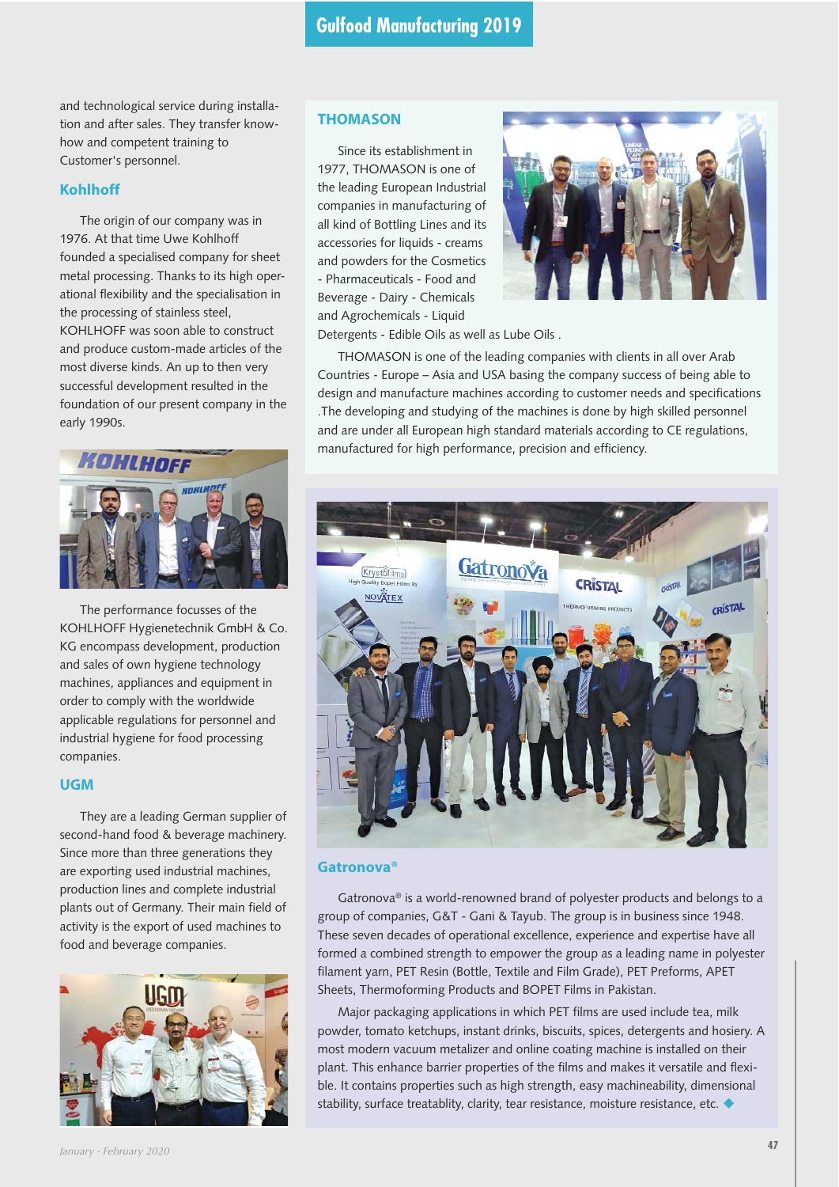and technological service during installation and after sales. They transfer know-how and competent training to Customer's personnel.

## Kohlhoff

The origin of our company was in 1976. At that time Uwe Kohlhoff founded a specialised company for sheet metal processing. Thanks to its high operational flexibility and the specialisation in the processing of stainless steel, KOHLHOFF was soon able to construct and produce custom-made articles of the most diverse kinds. An up to then very successful development resulted in the foundation of our present company in the early 1990s.

The performance focusses of the KOHLHOFF Hygienetechnik GmbH & Co. KG encompass development, production and sales of own hygiene technology machines, appliances and equipment in order to comply with the worldwide applicable regulations for personnel and industrial hygiene for food processing companies.

## UGM

They are a leading German supplier of second-hand food & beverage machinery. Since more than three generations they are exporting used industrial machines, production lines and complete industrial plants out of Germany. Their main field of activity is the export of used machines to food and beverage companies.

## THOMASON

Since its establishment in 1977, THOMASON is one of the leading European Industrial companies in manufacturing of all kind of Bottling Lines and its accessories for liquids - creams and powders for the Cosmetics - Pharmaceuticals - Food and Beverage - Dairy - Chemicals and Agrochemicals - Liquid Detergents - Edible Oils as well as Lube Oils .

THOMASON is one of the leading companies with clients in all over Arab Countries - Europe – Asia and USA basing the company success of being able to design and manufacture machines according to customer needs and specifications .The developing and studying of the machines is done by high skilled personnel and are under all European high standard materials according to CE regulations, manufactured for high performance, precision and efficiency.

## Gatronova®

Gatronova® is a world-renowned brand of polyester products and belongs to a group of companies, G&T - Gani & Tayub. The group is in business since 1948. These seven decades of operational excellence, experience and expertise have all formed a combined strength to empower the group as a leading name in polyester filament yarn, PET Resin (Bottle, Textile and Film Grade), PET Preforms, APET Sheets, Thermoforming Products and BOPET Films in Pakistan.

Major packaging applications in which PET films are used include tea, milk powder, tomato ketchups, instant drinks, biscuits, spices, detergents and hosiery. A most modern vacuum metalizer and online coating machine is installed on their plant. This enhance barrier properties of the films and makes it versatile and flexible. It contains properties such as high strength, easy machineability, dimensional stability, surface treatablity, clarity, tear resistance, moisture resistance, etc. ◆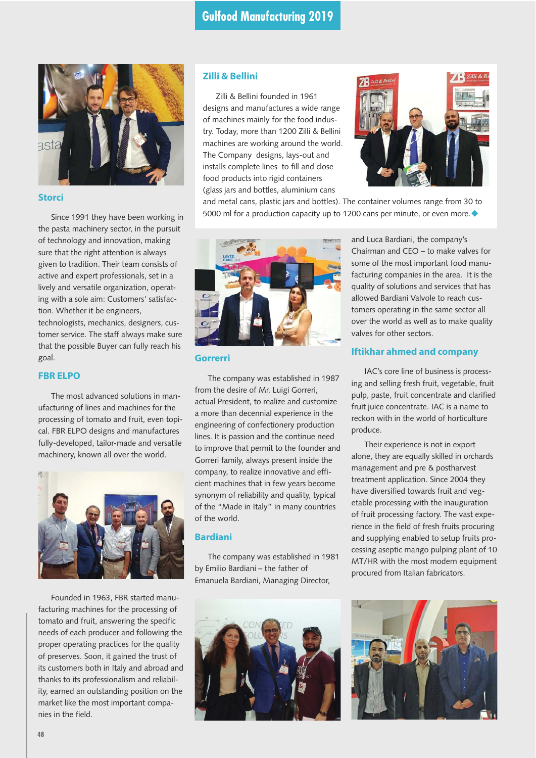## Storci

Since 1991 they have been working in the pasta machinery sector, in the pursuit of technology and innovation, making sure that the right attention is always given to tradition. Their team consists of active and expert professionals, set in a lively and versatile organization, operating with a sole aim: Customers' satisfaction. Whether it be engineers, technologists, mechanics, designers, customer service. The staff always make sure that the possible Buyer can fully reach his goal.

## FBR ELPO

The most advanced solutions in manufacturing of lines and machines for the processing of tomato and fruit, even topical. FBR ELPO designs and manufactures fully-developed, tailor-made and versatile machinery, known all over the world.

Founded in 1963, FBR started manufacturing machines for the processing of tomato and fruit, answering the specific needs of each producer and following the proper operating practices for the quality of preserves. Soon, it gained the trust of its customers both in Italy and abroad and thanks to its professionalism and reliability, earned an outstanding position on the market like the most important companies in the field.

## Zilli & Bellini

Zilli & Bellini founded in 1961 designs and manufactures a wide range of machines mainly for the food industry. Today, more than 1200 Zilli & Bellini machines are working around the world. The Company designs, lays-out and installs complete lines to fill and close food products into rigid containers (glass jars and bottles, aluminium cans and metal cans, plastic jars and bottles). The container volumes range from 30 to 5000 ml for a production capacity up to 1200 cans per minute, or even more. ◆

## Gorrerri

The company was established in 1987 from the desire of Mr. Luigi Gorreri, actual President, to realize and customize a more than decennial experience in the engineering of confectionery production lines. It is passion and the continue need to improve that permit to the founder and Gorreri family, always present inside the company, to realize innovative and efficient machines that in few years become synonym of reliability and quality, typical of the "Made in Italy" in many countries of the world.

## Bardiani

The company was established in 1981 by Emilio Bardiani – the father of Emanuela Bardiani, Managing Director, and Luca Bardiani, the company's Chairman and CEO – to make valves for some of the most important food manufacturing companies in the area. It is the quality of solutions and services that has allowed Bardiani Valvole to reach customers operating in the same sector all over the world as well as to make quality valves for other sectors.

## Iftikhar ahmed and company

IAC's core line of business is processing and selling fresh fruit, vegetable, fruit pulp, paste, fruit concentrate and clarified fruit juice concentrate. IAC is a name to reckon with in the world of horticulture produce.

Their experience is not in export alone, they are equally skilled in orchards management and pre & postharvest treatment application. Since 2004 they have diversified towards fruit and vegetable processing with the inauguration of fruit processing factory. The vast experience in the field of fresh fruits procuring and supplying enabled to setup fruits processing aseptic mango pulping plant of 10 MT/HR with the most modern equipment procured from Italian fabricators.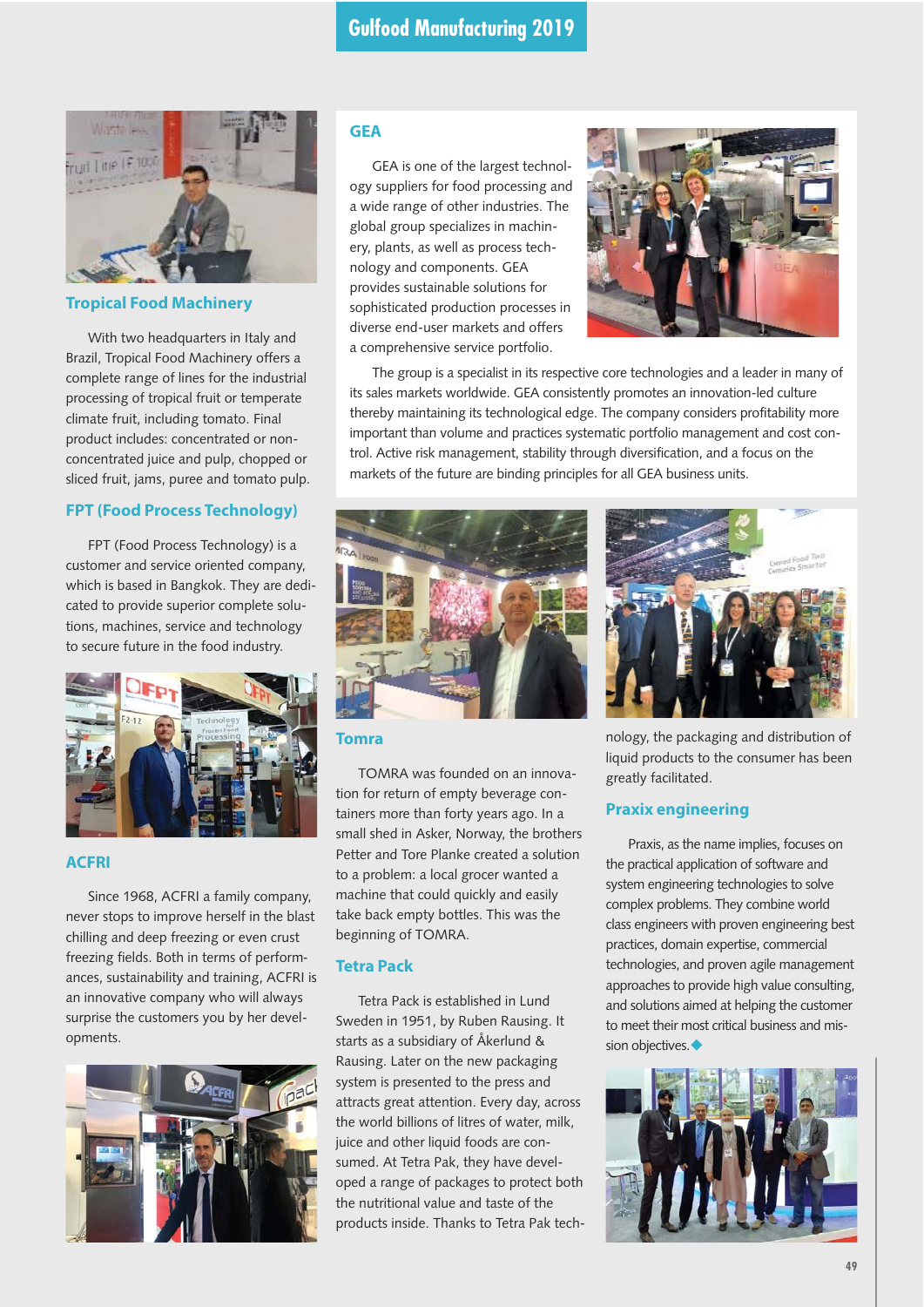## Tropical Food Machinery

With two headquarters in Italy and Brazil, Tropical Food Machinery offers a complete range of lines for the industrial processing of tropical fruit or temperate climate fruit, including tomato. Final product includes: concentrated or non-concentrated juice and pulp, chopped or sliced fruit, jams, puree and tomato pulp.

## FPT (Food Process Technology)

FPT (Food Process Technology) is a customer and service oriented company, which is based in Bangkok. They are dedicated to provide superior complete solutions, machines, service and technology to secure future in the food industry.

## ACFRI

Since 1968, ACFRI a family company, never stops to improve herself in the blast chilling and deep freezing or even crust freezing fields. Both in terms of performances, sustainability and training, ACFRI is an innovative company who will always surprise the customers you by her developments.

## GEA

GEA is one of the largest technology suppliers for food processing and a wide range of other industries. The global group specializes in machinery, plants, as well as process technology and components. GEA provides sustainable solutions for sophisticated production processes in diverse end-user markets and offers a comprehensive service portfolio.

The group is a specialist in its respective core technologies and a leader in many of its sales markets worldwide. GEA consistently promotes an innovation-led culture thereby maintaining its technological edge. The company considers profitability more important than volume and practices systematic portfolio management and cost control. Active risk management, stability through diversification, and a focus on the markets of the future are binding principles for all GEA business units.

## Tomra

TOMRA was founded on an innovation for return of empty beverage containers more than forty years ago. In a small shed in Asker, Norway, the brothers Petter and Tore Planke created a solution to a problem: a local grocer wanted a machine that could quickly and easily take back empty bottles. This was the beginning of TOMRA.

## Tetra Pack

Tetra Pack is established in Lund Sweden in 1951, by Ruben Rausing. It starts as a subsidiary of Åkerlund & Rausing. Later on the new packaging system is presented to the press and attracts great attention. Every day, across the world billions of litres of water, milk, juice and other liquid foods are consumed. At Tetra Pak, they have developed a range of packages to protect both the nutritional value and taste of the products inside. Thanks to Tetra Pak technology, the packaging and distribution of liquid products to the consumer has been greatly facilitated.

## Praxix engineering

Praxis, as the name implies, focuses on the practical application of software and system engineering technologies to solve complex problems. They combine world class engineers with proven engineering best practices, domain expertise, commercial technologies, and proven agile management approaches to provide high value consulting, and solutions aimed at helping the customer to meet their most critical business and mission objectives.